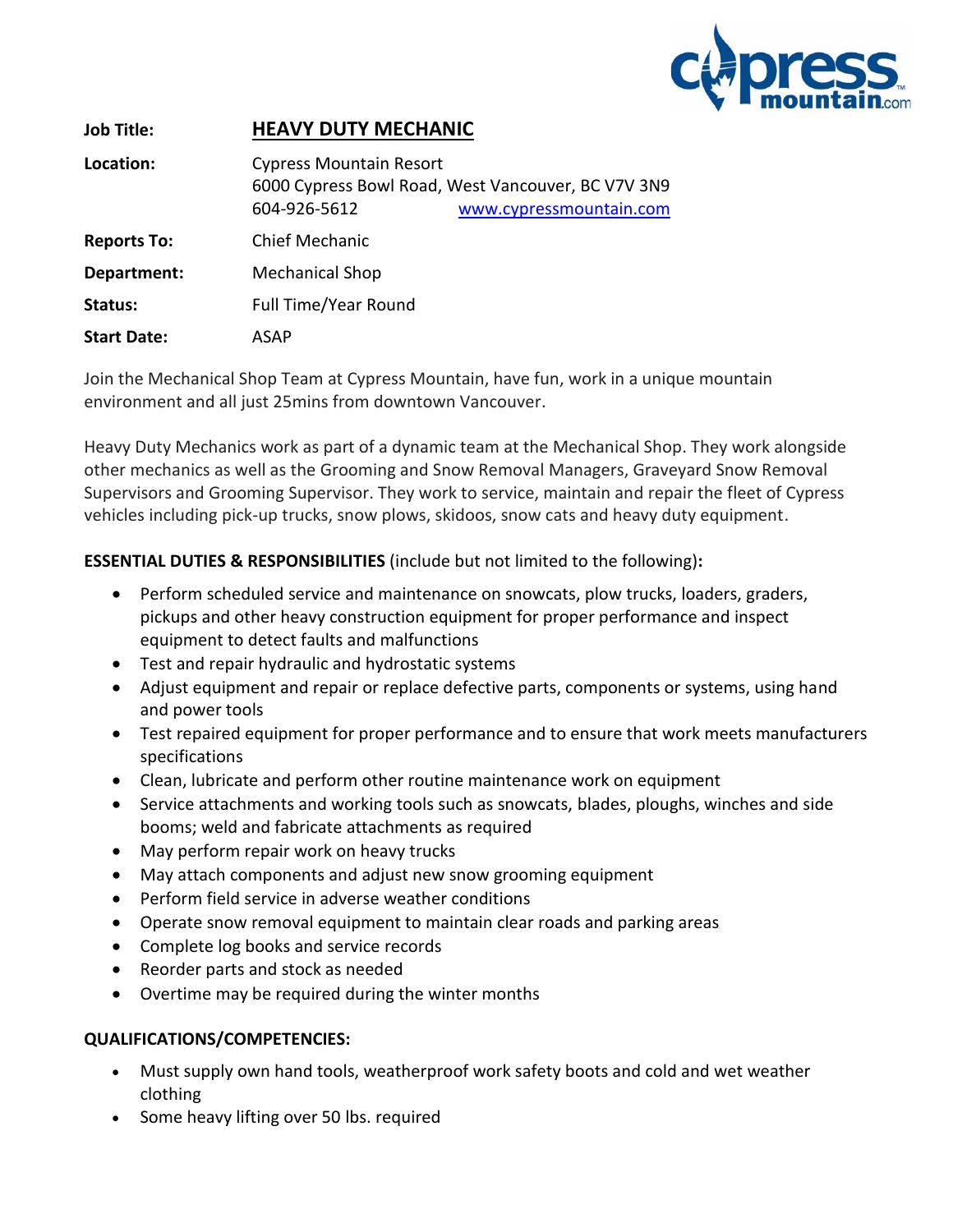**Job Title:** **HEAVY DUTY MECHANIC**

**Location:** Cypress Mountain Resort
6000 Cypress Bowl Road, West Vancouver, BC V7V 3N9
604-926-5612 www.cypressmountain.com

**Reports To:** Chief Mechanic

**Department:** Mechanical Shop

**Status:** Full Time/Year Round

**Start Date:** ASAP

Join the Mechanical Shop Team at Cypress Mountain, have fun, work in a unique mountain environment and all just 25mins from downtown Vancouver.

Heavy Duty Mechanics work as part of a dynamic team at the Mechanical Shop. They work alongside other mechanics as well as the Grooming and Snow Removal Managers, Graveyard Snow Removal Supervisors and Grooming Supervisor. They work to service, maintain and repair the fleet of Cypress vehicles including pick-up trucks, snow plows, skidoos, snow cats and heavy duty equipment.

**ESSENTIAL DUTIES & RESPONSIBILITIES** (include but not limited to the following)**:**

- Perform scheduled service and maintenance on snowcats, plow trucks, loaders, graders, pickups and other heavy construction equipment for proper performance and inspect equipment to detect faults and malfunctions
- Test and repair hydraulic and hydrostatic systems
- Adjust equipment and repair or replace defective parts, components or systems, using hand and power tools
- Test repaired equipment for proper performance and to ensure that work meets manufacturers specifications
- Clean, lubricate and perform other routine maintenance work on equipment
- Service attachments and working tools such as snowcats, blades, ploughs, winches and side booms; weld and fabricate attachments as required
- May perform repair work on heavy trucks
- May attach components and adjust new snow grooming equipment
- Perform field service in adverse weather conditions
- Operate snow removal equipment to maintain clear roads and parking areas
- Complete log books and service records
- Reorder parts and stock as needed
- Overtime may be required during the winter months

**QUALIFICATIONS/COMPETENCIES:**

- Must supply own hand tools, weatherproof work safety boots and cold and wet weather clothing
- Some heavy lifting over 50 lbs. required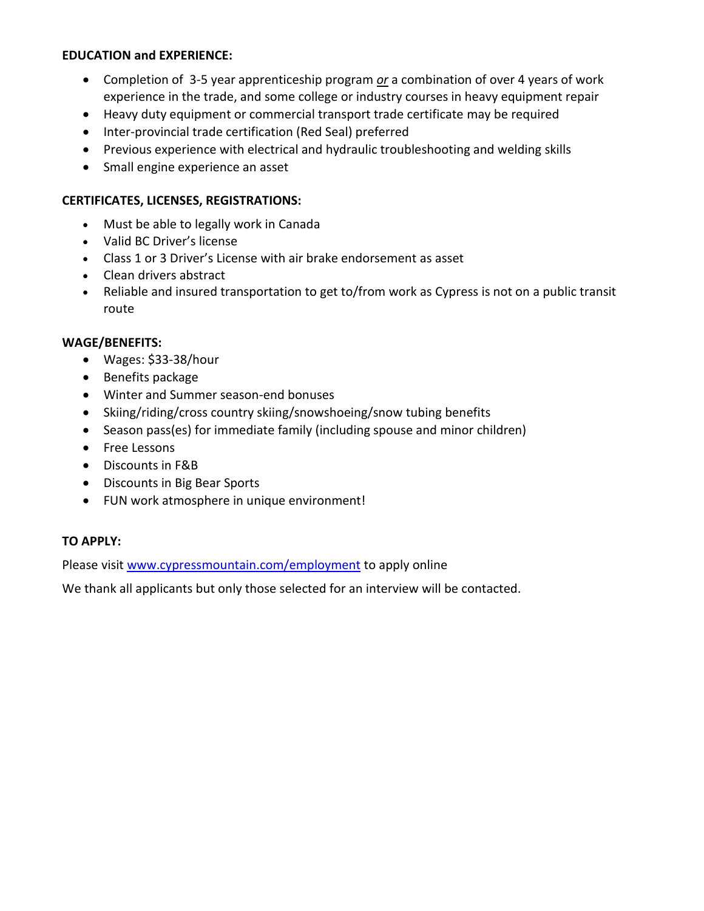**EDUCATION and EXPERIENCE:**

- Completion of 3-5 year apprenticeship program ***or*** a combination of over 4 years of work experience in the trade, and some college or industry courses in heavy equipment repair
- Heavy duty equipment or commercial transport trade certificate may be required
- Inter-provincial trade certification (Red Seal) preferred
- Previous experience with electrical and hydraulic troubleshooting and welding skills
- Small engine experience an asset

**CERTIFICATES, LICENSES, REGISTRATIONS:**

- Must be able to legally work in Canada
- Valid BC Driver's license
- Class 1 or 3 Driver's License with air brake endorsement as asset
- Clean drivers abstract
- Reliable and insured transportation to get to/from work as Cypress is not on a public transit route

**WAGE/BENEFITS:**

- Wages: $33-38/hour
- Benefits package
- Winter and Summer season-end bonuses
- Skiing/riding/cross country skiing/snowshoeing/snow tubing benefits
- Season pass(es) for immediate family (including spouse and minor children)
- Free Lessons
- Discounts in F&B
- Discounts in Big Bear Sports
- FUN work atmosphere in unique environment!

**TO APPLY:**

Please visit [www.cypressmountain.com/employment](http://www.cypressmountain.com/employment) to apply online

We thank all applicants but only those selected for an interview will be contacted.